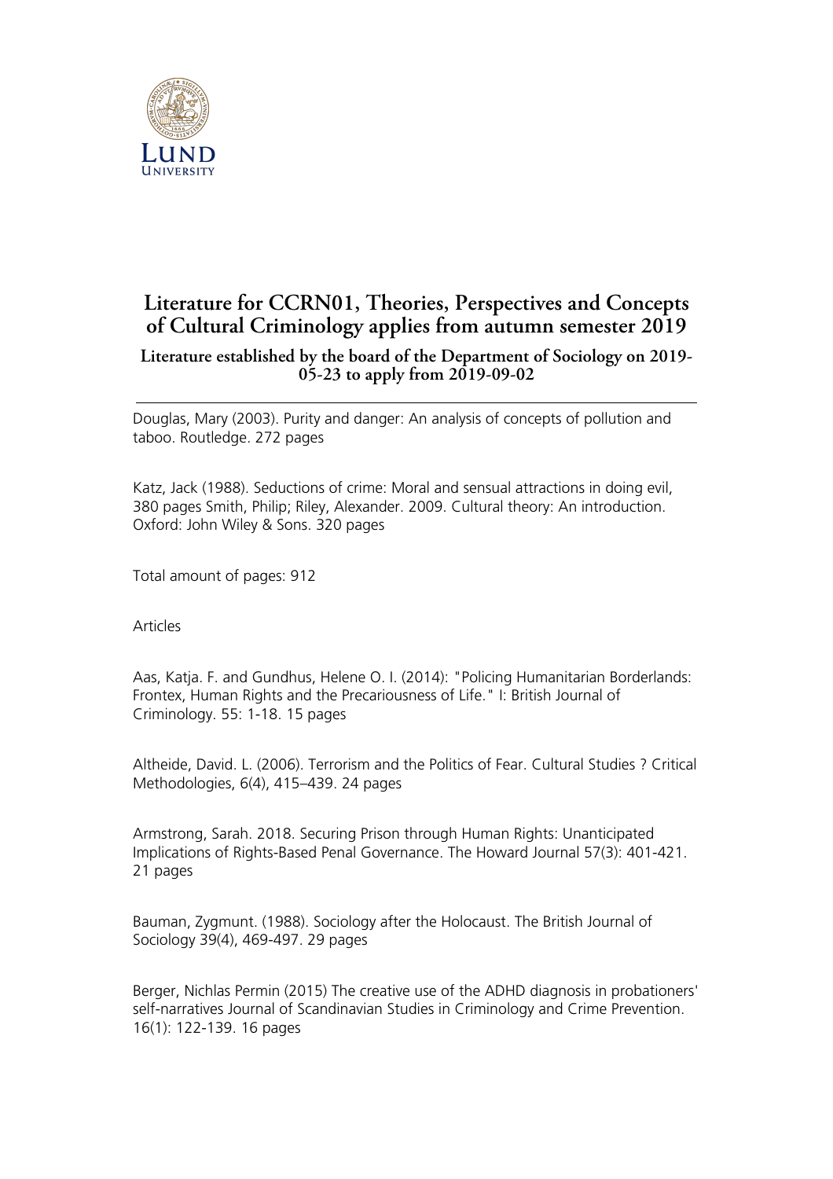# Literature for CCRN01, Theories, Perspectives and Concepts of Cultural Criminology applies from autumn semester 2019

### Literature established by the board of the Department of Sociology on 2019-05-23 to apply from 2019-09-02

---

Douglas, Mary (2003). Purity and danger: An analysis of concepts of pollution and taboo. Routledge. 272 pages

Katz, Jack (1988). Seductions of crime: Moral and sensual attractions in doing evil, 380 pages Smith, Philip; Riley, Alexander. 2009. Cultural theory: An introduction. Oxford: John Wiley & Sons. 320 pages

Total amount of pages: 912

Articles

Aas, Katja. F. and Gundhus, Helene O. I. (2014): "Policing Humanitarian Borderlands: Frontex, Human Rights and the Precariousness of Life." I: British Journal of Criminology. 55: 1-18. 15 pages

Altheide, David. L. (2006). Terrorism and the Politics of Fear. Cultural Studies ? Critical Methodologies, 6(4), 415–439. 24 pages

Armstrong, Sarah. 2018. Securing Prison through Human Rights: Unanticipated Implications of Rights-Based Penal Governance. The Howard Journal 57(3): 401-421. 21 pages

Bauman, Zygmunt. (1988). Sociology after the Holocaust. The British Journal of Sociology 39(4), 469-497. 29 pages

Berger, Nichlas Permin (2015) The creative use of the ADHD diagnosis in probationers' self-narratives Journal of Scandinavian Studies in Criminology and Crime Prevention. 16(1): 122-139. 16 pages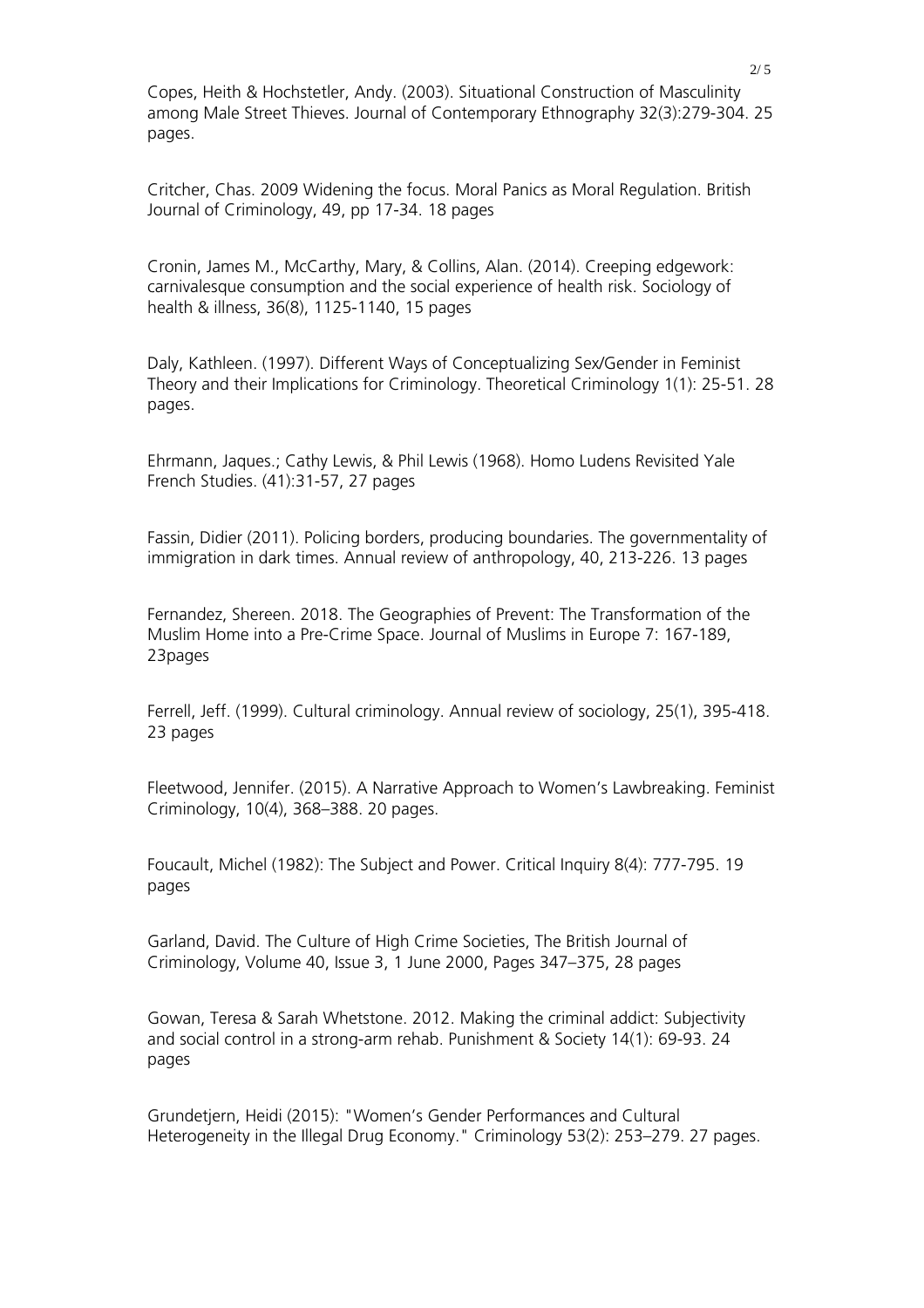Copes, Heith & Hochstetler, Andy. (2003). Situational Construction of Masculinity among Male Street Thieves. Journal of Contemporary Ethnography 32(3):279-304. 25 pages.

Critcher, Chas. 2009 Widening the focus. Moral Panics as Moral Regulation. British Journal of Criminology, 49, pp 17-34. 18 pages

Cronin, James M., McCarthy, Mary, & Collins, Alan. (2014). Creeping edgework: carnivalesque consumption and the social experience of health risk. Sociology of health & illness, 36(8), 1125-1140, 15 pages

Daly, Kathleen. (1997). Different Ways of Conceptualizing Sex/Gender in Feminist Theory and their Implications for Criminology. Theoretical Criminology 1(1): 25-51. 28 pages.

Ehrmann, Jaques.; Cathy Lewis, & Phil Lewis (1968). Homo Ludens Revisited Yale French Studies. (41):31-57, 27 pages

Fassin, Didier (2011). Policing borders, producing boundaries. The governmentality of immigration in dark times. Annual review of anthropology, 40, 213-226. 13 pages

Fernandez, Shereen. 2018. The Geographies of Prevent: The Transformation of the Muslim Home into a Pre-Crime Space. Journal of Muslims in Europe 7: 167-189, 23pages

Ferrell, Jeff. (1999). Cultural criminology. Annual review of sociology, 25(1), 395-418. 23 pages

Fleetwood, Jennifer. (2015). A Narrative Approach to Women's Lawbreaking. Feminist Criminology, 10(4), 368–388. 20 pages.

Foucault, Michel (1982): The Subject and Power. Critical Inquiry 8(4): 777-795. 19 pages

Garland, David. The Culture of High Crime Societies, The British Journal of Criminology, Volume 40, Issue 3, 1 June 2000, Pages 347–375, 28 pages

Gowan, Teresa & Sarah Whetstone. 2012. Making the criminal addict: Subjectivity and social control in a strong-arm rehab. Punishment & Society 14(1): 69-93. 24 pages

Grundetjern, Heidi (2015): "Women's Gender Performances and Cultural Heterogeneity in the Illegal Drug Economy." Criminology 53(2): 253–279. 27 pages.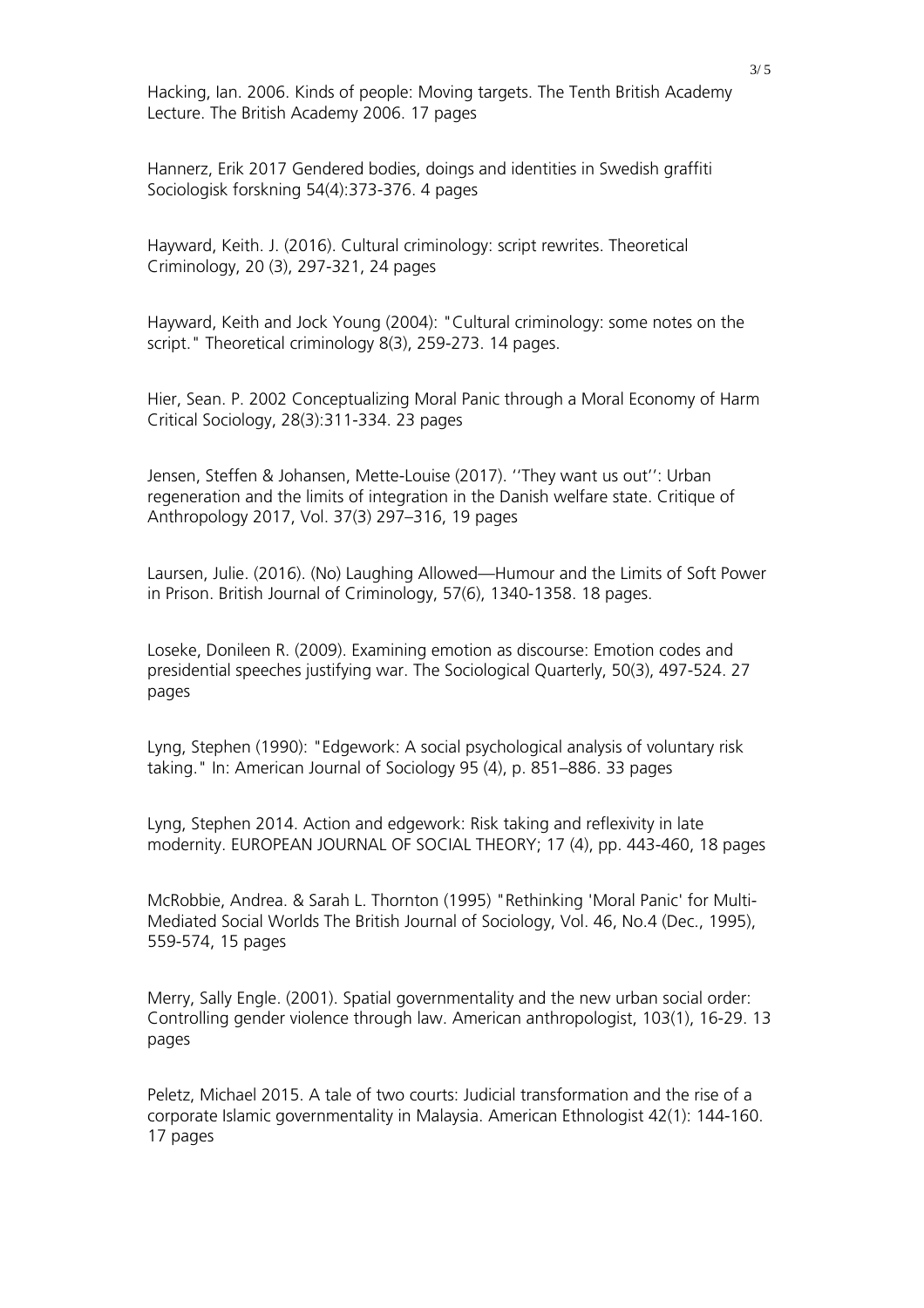Hacking, Ian. 2006. Kinds of people: Moving targets. The Tenth British Academy Lecture. The British Academy 2006. 17 pages

Hannerz, Erik 2017 Gendered bodies, doings and identities in Swedish graffiti Sociologisk forskning 54(4):373-376. 4 pages

Hayward, Keith. J. (2016). Cultural criminology: script rewrites. Theoretical Criminology, 20 (3), 297-321, 24 pages

Hayward, Keith and Jock Young (2004): "Cultural criminology: some notes on the script." Theoretical criminology 8(3), 259-273. 14 pages.

Hier, Sean. P. 2002 Conceptualizing Moral Panic through a Moral Economy of Harm Critical Sociology, 28(3):311-334. 23 pages

Jensen, Steffen & Johansen, Mette-Louise (2017). ''They want us out'': Urban regeneration and the limits of integration in the Danish welfare state. Critique of Anthropology 2017, Vol. 37(3) 297–316, 19 pages

Laursen, Julie. (2016). (No) Laughing Allowed—Humour and the Limits of Soft Power in Prison. British Journal of Criminology, 57(6), 1340-1358. 18 pages.

Loseke, Donileen R. (2009). Examining emotion as discourse: Emotion codes and presidential speeches justifying war. The Sociological Quarterly, 50(3), 497-524. 27 pages

Lyng, Stephen (1990): "Edgework: A social psychological analysis of voluntary risk taking." In: American Journal of Sociology 95 (4), p. 851–886. 33 pages

Lyng, Stephen 2014. Action and edgework: Risk taking and reflexivity in late modernity. EUROPEAN JOURNAL OF SOCIAL THEORY; 17 (4), pp. 443-460, 18 pages

McRobbie, Andrea. & Sarah L. Thornton (1995) "Rethinking 'Moral Panic' for Multi-Mediated Social Worlds The British Journal of Sociology, Vol. 46, No.4 (Dec., 1995), 559-574, 15 pages

Merry, Sally Engle. (2001). Spatial governmentality and the new urban social order: Controlling gender violence through law. American anthropologist, 103(1), 16-29. 13 pages

Peletz, Michael 2015. A tale of two courts: Judicial transformation and the rise of a corporate Islamic governmentality in Malaysia. American Ethnologist 42(1): 144-160. 17 pages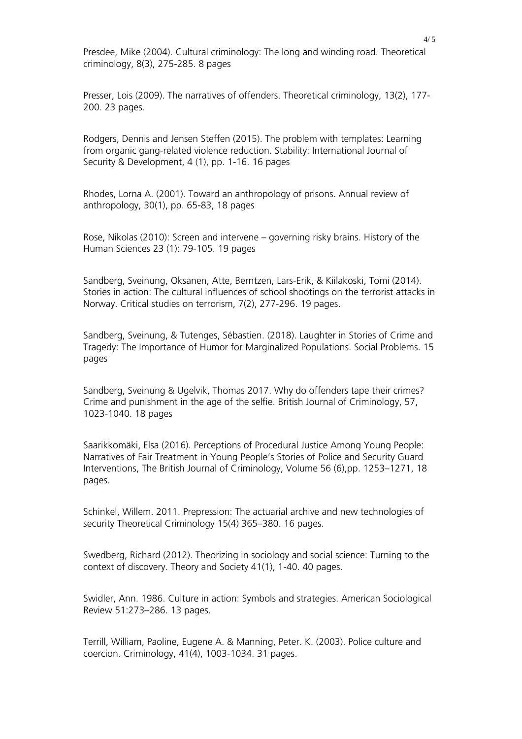Presdee, Mike (2004). Cultural criminology: The long and winding road. Theoretical criminology, 8(3), 275-285. 8 pages

Presser, Lois (2009). The narratives of offenders. Theoretical criminology, 13(2), 177-200. 23 pages.

Rodgers, Dennis and Jensen Steffen (2015). The problem with templates: Learning from organic gang-related violence reduction. Stability: International Journal of Security & Development, 4 (1), pp. 1-16. 16 pages

Rhodes, Lorna A. (2001). Toward an anthropology of prisons. Annual review of anthropology, 30(1), pp. 65-83, 18 pages

Rose, Nikolas (2010): Screen and intervene – governing risky brains. History of the Human Sciences 23 (1): 79-105. 19 pages

Sandberg, Sveinung, Oksanen, Atte, Berntzen, Lars-Erik, & Kiilakoski, Tomi (2014). Stories in action: The cultural influences of school shootings on the terrorist attacks in Norway. Critical studies on terrorism, 7(2), 277-296. 19 pages.

Sandberg, Sveinung, & Tutenges, Sébastien. (2018). Laughter in Stories of Crime and Tragedy: The Importance of Humor for Marginalized Populations. Social Problems. 15 pages

Sandberg, Sveinung & Ugelvik, Thomas 2017. Why do offenders tape their crimes? Crime and punishment in the age of the selfie. British Journal of Criminology, 57, 1023-1040. 18 pages

Saarikkomäki, Elsa (2016). Perceptions of Procedural Justice Among Young People: Narratives of Fair Treatment in Young People's Stories of Police and Security Guard Interventions, The British Journal of Criminology, Volume 56 (6),pp. 1253–1271, 18 pages.

Schinkel, Willem. 2011. Prepression: The actuarial archive and new technologies of security Theoretical Criminology 15(4) 365–380. 16 pages.

Swedberg, Richard (2012). Theorizing in sociology and social science: Turning to the context of discovery. Theory and Society 41(1), 1-40. 40 pages.

Swidler, Ann. 1986. Culture in action: Symbols and strategies. American Sociological Review 51:273–286. 13 pages.

Terrill, William, Paoline, Eugene A. & Manning, Peter. K. (2003). Police culture and coercion. Criminology, 41(4), 1003-1034. 31 pages.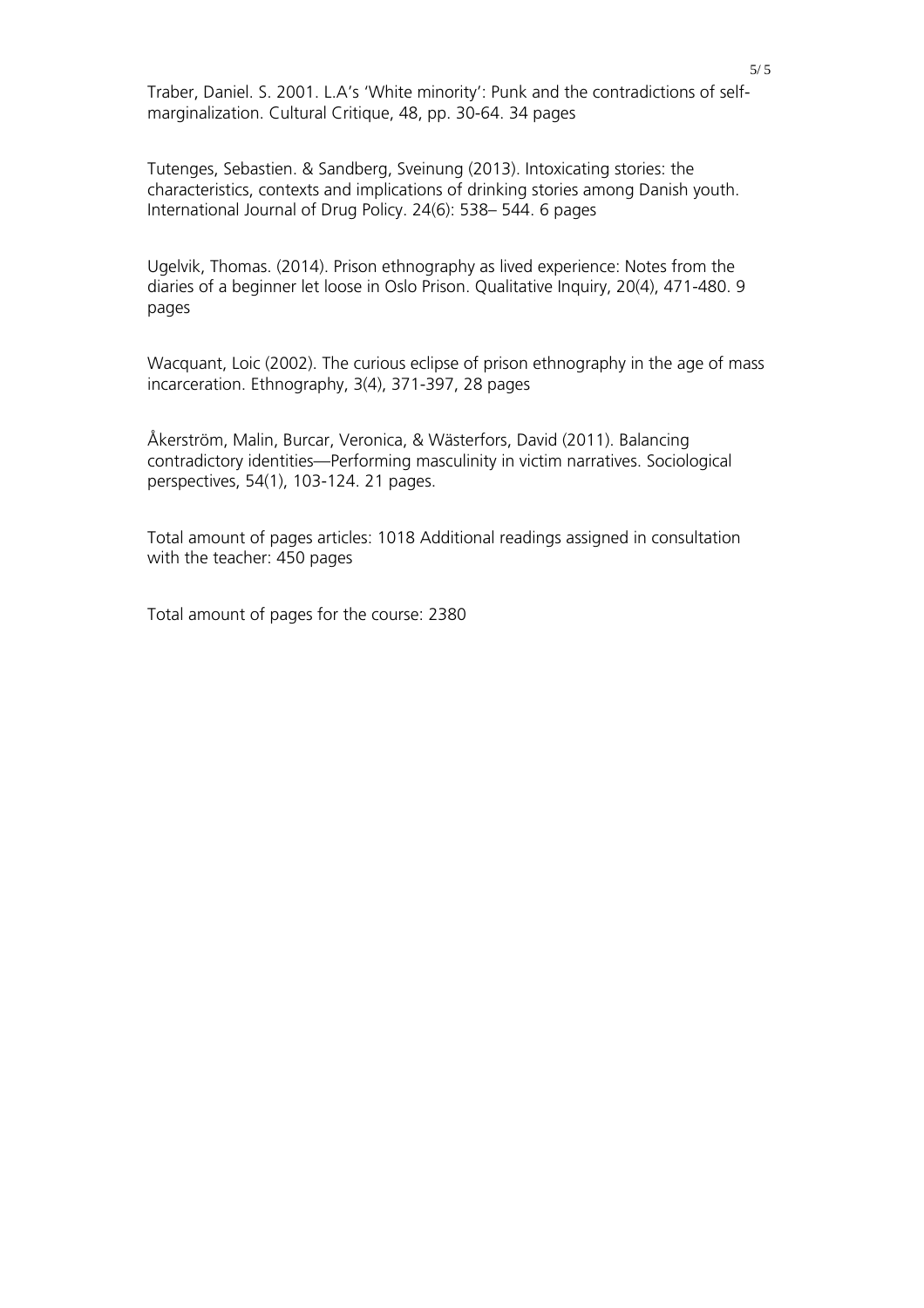Traber, Daniel. S. 2001. L.A's 'White minority': Punk and the contradictions of self-marginalization. Cultural Critique, 48, pp. 30-64. 34 pages

Tutenges, Sebastien. & Sandberg, Sveinung (2013). Intoxicating stories: the characteristics, contexts and implications of drinking stories among Danish youth. International Journal of Drug Policy. 24(6): 538– 544. 6 pages

Ugelvik, Thomas. (2014). Prison ethnography as lived experience: Notes from the diaries of a beginner let loose in Oslo Prison. Qualitative Inquiry, 20(4), 471-480. 9 pages

Wacquant, Loic (2002). The curious eclipse of prison ethnography in the age of mass incarceration. Ethnography, 3(4), 371-397, 28 pages

Åkerström, Malin, Burcar, Veronica, & Wästerfors, David (2011). Balancing contradictory identities—Performing masculinity in victim narratives. Sociological perspectives, 54(1), 103-124. 21 pages.

Total amount of pages articles: 1018 Additional readings assigned in consultation with the teacher: 450 pages

Total amount of pages for the course: 2380